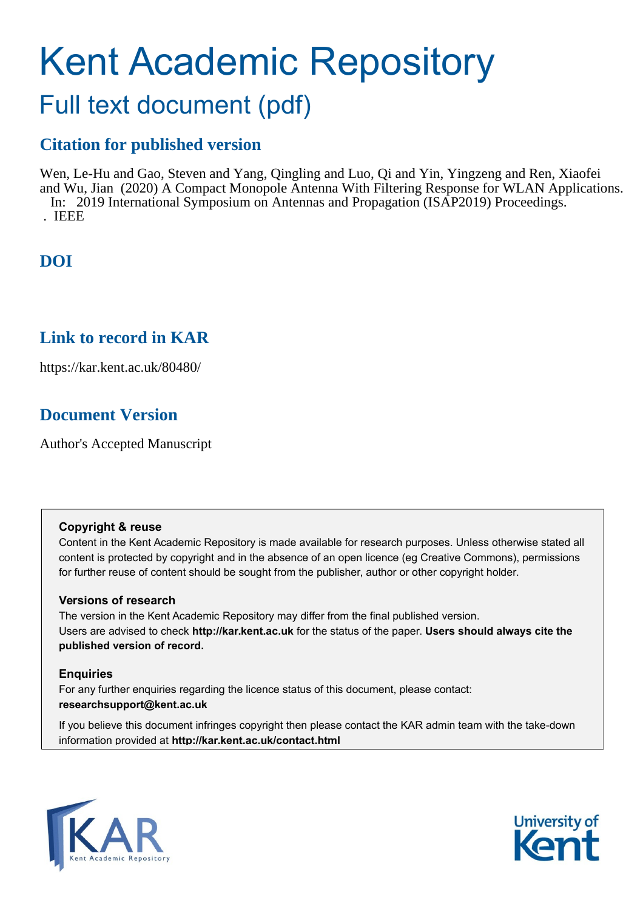# Kent Academic Repository

## Full text document (pdf)

### Citation for published version

Wen, Le-Hu and Gao, Steven and Yang, Qingling and Luo, Qi and Yin, Yingzeng and Ren, Xiaofei and Wu, Jian (2020) A Compact Monopole Antenna With Filtering Response for WLAN Applications. In: 2019 International Symposium on Antennas and Propagation (ISAP2019) Proceedings. . IEEE

### DOI

### Link to record in KAR

https://kar.kent.ac.uk/80480/

### Document Version

Author's Accepted Manuscript

**Copyright & reuse**

Content in the Kent Academic Repository is made available for research purposes. Unless otherwise stated all content is protected by copyright and in the absence of an open licence (eg Creative Commons), permissions for further reuse of content should be sought from the publisher, author or other copyright holder.

**Versions of research**

The version in the Kent Academic Repository may differ from the final published version. Users are advised to check **http://kar.kent.ac.uk** for the status of the paper. **Users should always cite the published version of record.**

**Enquiries**

For any further enquiries regarding the licence status of this document, please contact: **researchsupport@kent.ac.uk**

If you believe this document infringes copyright then please contact the KAR admin team with the take-down information provided at **http://kar.kent.ac.uk/contact.html**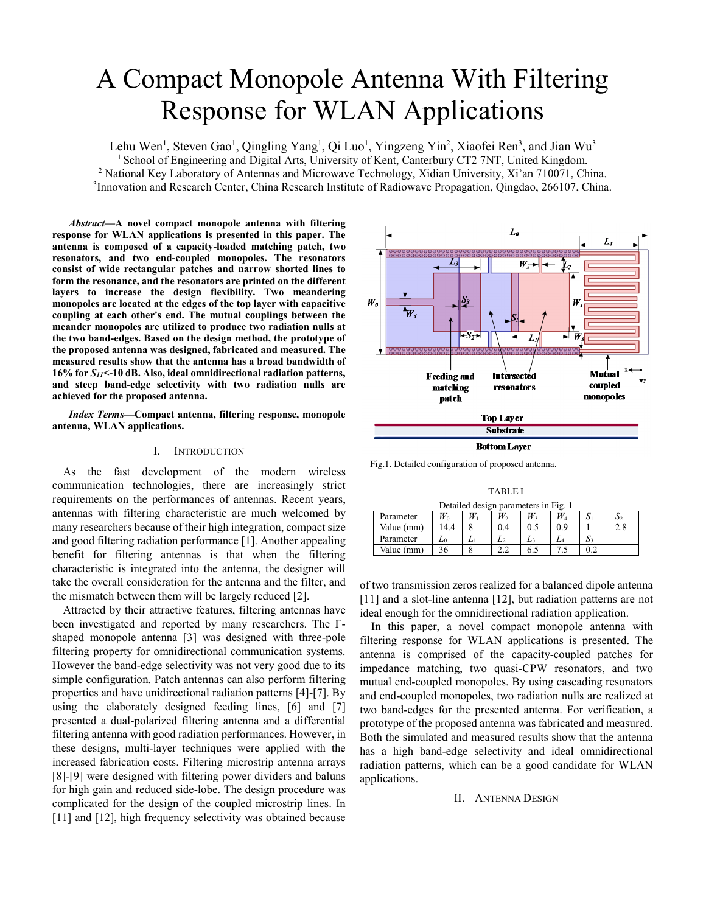# A Compact Monopole Antenna With Filtering Response for WLAN Applications

Lehu Wen[1], Steven Gao[1], Qingling Yang[1], Qi Luo[1], Yingzeng Yin[2], Xiaofei Ren[3], and Jian Wu[3]

[1] School of Engineering and Digital Arts, University of Kent, Canterbury CT2 7NT, United Kingdom.
[2] National Key Laboratory of Antennas and Microwave Technology, Xidian University, Xi'an 710071, China.
[3] Innovation and Research Center, China Research Institute of Radiowave Propagation, Qingdao, 266107, China.

***Abstract*—A novel compact monopole antenna with filtering response for WLAN applications is presented in this paper. The antenna is composed of a capacity-loaded matching patch, two resonators, and two end-coupled monopoles. The resonators consist of wide rectangular patches and narrow shorted lines to form the resonance, and the resonators are printed on the different layers to increase the design flexibility. Two meandering monopoles are located at the edges of the top layer with capacitive coupling at each other's end. The mutual couplings between the meander monopoles are utilized to produce two radiation nulls at the two band-edges. Based on the design method, the prototype of the proposed antenna was designed, fabricated and measured. The measured results show that the antenna has a broad bandwidth of 16% for $S_{11}$<-10 dB. Also, ideal omnidirectional radiation patterns, and steep band-edge selectivity with two radiation nulls are achieved for the proposed antenna.**

***Index Terms*—Compact antenna, filtering response, monopole antenna, WLAN applications.**

## I. Introduction

As the fast development of the modern wireless communication technologies, there are increasingly strict requirements on the performances of antennas. Recent years, antennas with filtering characteristic are much welcomed by many researchers because of their high integration, compact size and good filtering radiation performance [1]. Another appealing benefit for filtering antennas is that when the filtering characteristic is integrated into the antenna, the designer will take the overall consideration for the antenna and the filter, and the mismatch between them will be largely reduced [2].

Attracted by their attractive features, filtering antennas have been investigated and reported by many researchers. The Γ-shaped monopole antenna [3] was designed with three-pole filtering property for omnidirectional communication systems. However the band-edge selectivity was not very good due to its simple configuration. Patch antennas can also perform filtering properties and have unidirectional radiation patterns [4]-[7]. By using the elaborately designed feeding lines, [6] and [7] presented a dual-polarized filtering antenna and a differential filtering antenna with good radiation performances. However, in these designs, multi-layer techniques were applied with the increased fabrication costs. Filtering microstrip antenna arrays [8]-[9] were designed with filtering power dividers and baluns for high gain and reduced side-lobe. The design procedure was complicated for the design of the coupled microstrip lines. In [11] and [12], high frequency selectivity was obtained because of two transmission zeros realized for a balanced dipole antenna [11] and a slot-line antenna [12], but radiation patterns are not ideal enough for the omnidirectional radiation application.

In this paper, a novel compact monopole antenna with filtering response for WLAN applications is presented. The antenna is comprised of the capacity-coupled patches for impedance matching, two quasi-CPW resonators, and two mutual end-coupled monopoles. By using cascading resonators and end-coupled monopoles, two radiation nulls are realized at two band-edges for the presented antenna. For verification, a prototype of the proposed antenna was fabricated and measured. Both the simulated and measured results show that the antenna has a high band-edge selectivity and ideal omnidirectional radiation patterns, which can be a good candidate for WLAN applications.

Fig.1. Detailed configuration of proposed antenna.

TABLE I
Detailed design parameters in Fig. 1

| Parameter | $W_0$ | $W_1$ | $W_2$ | $W_3$ | $W_4$ | $S_1$ | $S_2$ |
|---|---|---|---|---|---|---|---|
| Value (mm) | 14.4 | 8 | 0.4 | 0.5 | 0.9 | 1 | 2.8 |
| Parameter | $L_0$ | $L_1$ | $L_2$ | $L_3$ | $L_4$ | $S_3$ | |
| Value (mm) | 36 | 8 | 2.2 | 6.5 | 7.5 | 0.2 | |

## II. Antenna Design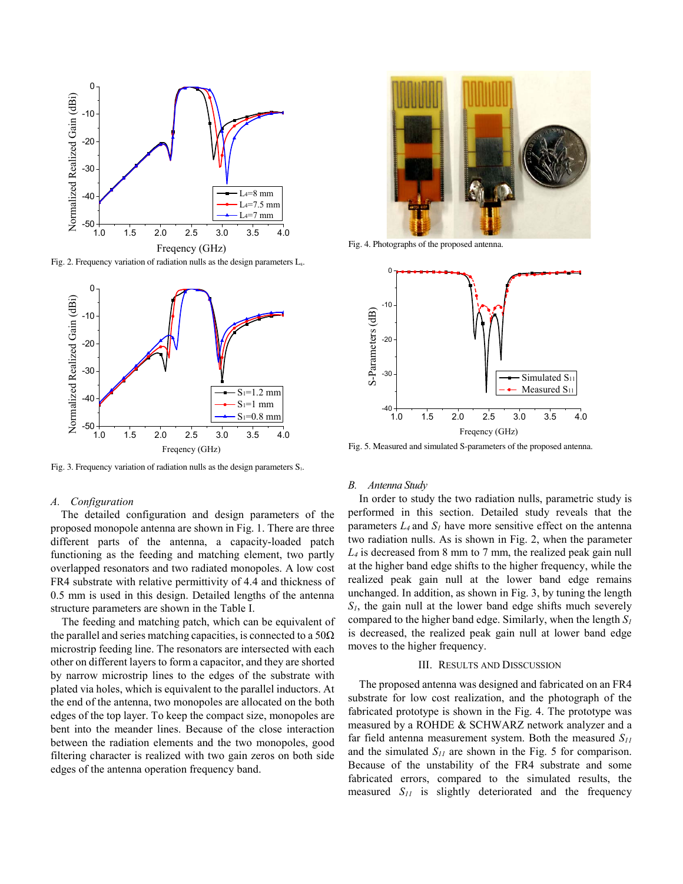Fig. 2. Frequency variation of radiation nulls as the design parameters $L_4$.

Fig. 3. Frequency variation of radiation nulls as the design parameters $S_1$.

### A. *Configuration*

The detailed configuration and design parameters of the proposed monopole antenna are shown in Fig. 1. There are three different parts of the antenna, a capacity-loaded patch functioning as the feeding and matching element, two partly overlapped resonators and two radiated monopoles. A low cost FR4 substrate with relative permittivity of 4.4 and thickness of 0.5 mm is used in this design. Detailed lengths of the antenna structure parameters are shown in the Table I.

The feeding and matching patch, which can be equivalent of the parallel and series matching capacities, is connected to a 50Ω microstrip feeding line. The resonators are intersected with each other on different layers to form a capacitor, and they are shorted by narrow microstrip lines to the edges of the substrate with plated via holes, which is equivalent to the parallel inductors. At the end of the antenna, two monopoles are allocated on the both edges of the top layer. To keep the compact size, monopoles are bent into the meander lines. Because of the close interaction between the radiation elements and the two monopoles, good filtering character is realized with two gain zeros on both side edges of the antenna operation frequency band.

Fig. 4. Photographs of the proposed antenna.

Fig. 5. Measured and simulated S-parameters of the proposed antenna.

### B. *Antenna Study*

In order to study the two radiation nulls, parametric study is performed in this section. Detailed study reveals that the parameters $L_4$ and $S_1$ have more sensitive effect on the antenna two radiation nulls. As is shown in Fig. 2, when the parameter $L_4$ is decreased from 8 mm to 7 mm, the realized peak gain null at the higher band edge shifts to the higher frequency, while the realized peak gain null at the lower band edge remains unchanged. In addition, as shown in Fig. 3, by tuning the length $S_1$, the gain null at the lower band edge shifts much severely compared to the higher band edge. Similarly, when the length $S_1$ is decreased, the realized peak gain null at lower band edge moves to the higher frequency.

## III. RESULTS AND DISSCUSSION

The proposed antenna was designed and fabricated on an FR4 substrate for low cost realization, and the photograph of the fabricated prototype is shown in the Fig. 4. The prototype was measured by a ROHDE & SCHWARZ network analyzer and a far field antenna measurement system. Both the measured $S_{11}$ and the simulated $S_{11}$ are shown in the Fig. 5 for comparison. Because of the unstability of the FR4 substrate and some fabricated errors, compared to the simulated results, the measured $S_{11}$ is slightly deteriorated and the frequency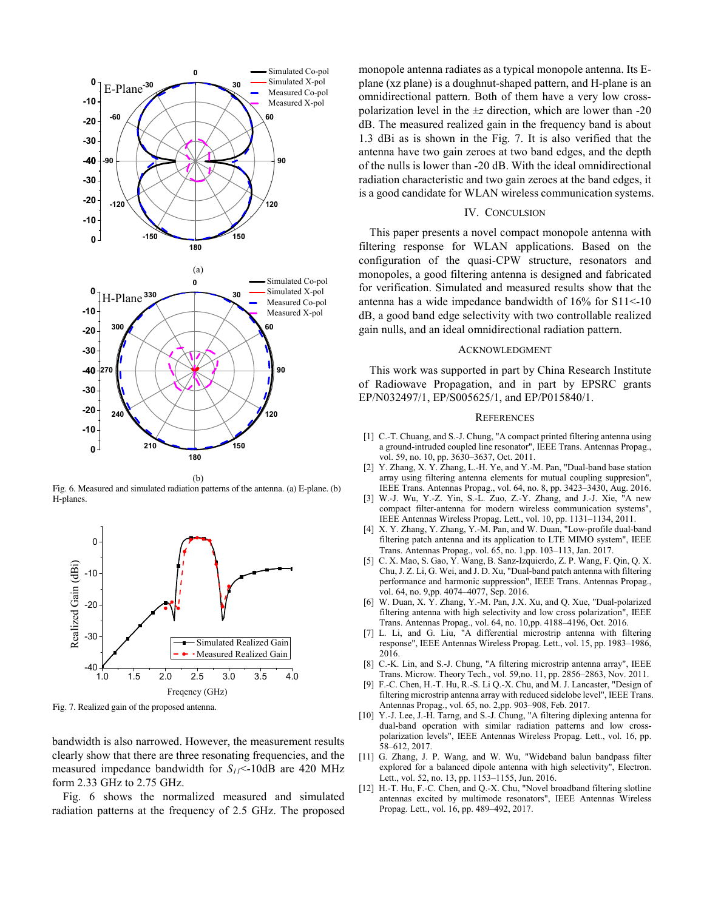0
E-Plane
-30
30
-60
60
-90
90
-120
120
-150
150
180
0
-10
-20
-30
-40
-30
-20
-10
0
Simulated Co-pol
Simulated X-pol
Measured Co-pol
Measured X-pol

(a)

0
H-Plane
330
30
300
60
270
90
240
120
210
150
180
0
-10
-20
-30
-40
-30
-20
-10
0
Simulated Co-pol
Simulated X-pol
Measured Co-pol
Measured X-pol

(b)

Fig. 6. Measured and simulated radiation patterns of the antenna. (a) E-plane. (b) H-planes.

Realized Gain (dBi)
0
-10
-20
-30
-40
1.0
1.5
2.0
2.5
3.0
3.5
4.0
Freqency (GHz)
Simulated Realized Gain
Measured Realized Gain

Fig. 7. Realized gain of the proposed antenna.

bandwidth is also narrowed. However, the measurement results clearly show that there are three resonating frequencies, and the measured impedance bandwidth for $S_{11}$<-10dB are 420 MHz form 2.33 GHz to 2.75 GHz.

Fig. 6 shows the normalized measured and simulated radiation patterns at the frequency of 2.5 GHz. The proposed monopole antenna radiates as a typical monopole antenna. Its E-plane (xz plane) is a doughnut-shaped pattern, and H-plane is an omnidirectional pattern. Both of them have a very low cross-polarization level in the $\pm z$ direction, which are lower than -20 dB. The measured realized gain in the frequency band is about 1.3 dBi as is shown in the Fig. 7. It is also verified that the antenna have two gain zeroes at two band edges, and the depth of the nulls is lower than -20 dB. With the ideal omnidirectional radiation characteristic and two gain zeroes at the band edges, it is a good candidate for WLAN wireless communication systems.

## IV. Conculsion

This paper presents a novel compact monopole antenna with filtering response for WLAN applications. Based on the configuration of the quasi-CPW structure, resonators and monopoles, a good filtering antenna is designed and fabricated for verification. Simulated and measured results show that the antenna has a wide impedance bandwidth of 16% for S11<-10 dB, a good band edge selectivity with two controllable realized gain nulls, and an ideal omnidirectional radiation pattern.

## Acknowledgment

This work was supported in part by China Research Institute of Radiowave Propagation, and in part by EPSRC grants EP/N032497/1, EP/S005625/1, and EP/P015840/1.

## References

[1] C.-T. Chuang, and S.-J. Chung, "A compact printed filtering antenna using a ground-intruded coupled line resonator", IEEE Trans. Antennas Propag., vol. 59, no. 10, pp. 3630–3637, Oct. 2011.

[2] Y. Zhang, X. Y. Zhang, L.-H. Ye, and Y.-M. Pan, "Dual-band base station array using filtering antenna elements for mutual coupling suppresion", IEEE Trans. Antennas Propag., vol. 64, no. 8, pp. 3423–3430, Aug. 2016.

[3] W.-J. Wu, Y.-Z. Yin, S.-L. Zuo, Z.-Y. Zhang, and J.-J. Xie, "A new compact filter-antenna for modern wireless communication systems", IEEE Antennas Wireless Propag. Lett., vol. 10, pp. 1131–1134, 2011.

[4] X. Y. Zhang, Y. Zhang, Y.-M. Pan, and W. Duan, "Low-profile dual-band filtering patch antenna and its application to LTE MIMO system", IEEE Trans. Antennas Propag., vol. 65, no. 1,pp. 103–113, Jan. 2017.

[5] C. X. Mao, S. Gao, Y. Wang, B. Sanz-Izquierdo, Z. P. Wang, F. Qin, Q. X. Chu, J. Z. Li, G. Wei, and J. D. Xu, "Dual-band patch antenna with filtering performance and harmonic suppression", IEEE Trans. Antennas Propag., vol. 64, no. 9,pp. 4074–4077, Sep. 2016.

[6] W. Duan, X. Y. Zhang, Y.-M. Pan, J.X. Xu, and Q. Xue, "Dual-polarized filtering antenna with high selectivity and low cross polarization", IEEE Trans. Antennas Propag., vol. 64, no. 10,pp. 4188–4196, Oct. 2016.

[7] L. Li, and G. Liu, "A differential microstrip antenna with filtering response", IEEE Antennas Wireless Propag. Lett., vol. 15, pp. 1983–1986, 2016.

[8] C.-K. Lin, and S.-J. Chung, "A filtering microstrip antenna array", IEEE Trans. Microw. Theory Tech., vol. 59,no. 11, pp. 2856–2863, Nov. 2011.

[9] F.-C. Chen, H.-T. Hu, R.-S. Li Q.-X. Chu, and M. J. Lancaster, "Design of filtering microstrip antenna array with reduced sidelobe level", IEEE Trans. Antennas Propag., vol. 65, no. 2,pp. 903–908, Feb. 2017.

[10] Y.-J. Lee, J.-H. Tarng, and S.-J. Chung, "A filtering diplexing antenna for dual-band operation with similar radiation patterns and low cross-polarization levels", IEEE Antennas Wireless Propag. Lett., vol. 16, pp. 58–612, 2017.

[11] G. Zhang, J. P. Wang, and W. Wu, "Wideband balun bandpass filter explored for a balanced dipole antenna with high selectivity", Electron. Lett., vol. 52, no. 13, pp. 1153–1155, Jun. 2016.

[12] H.-T. Hu, F.-C. Chen, and Q.-X. Chu, "Novel broadband filtering slotline antennas excited by multimode resonators", IEEE Antennas Wireless Propag. Lett., vol. 16, pp. 489–492, 2017.